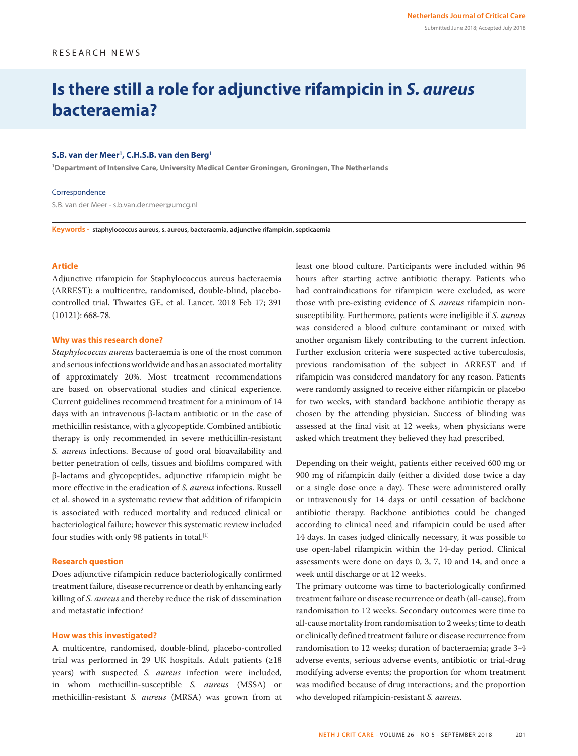RESEARCH NEWS

# Is there still a role for adjunctive rifampicin in *S. aureus* bacteraemia?

**S.B. van der Meer[1], C.H.S.B. van den Berg[1]**

[1]Department of Intensive Care, University Medical Center Groningen, Groningen, The Netherlands

Correspondence

S.B. van der Meer - s.b.van.der.meer@umcg.nl

**Keywords -** staphylococcus aureus, s. aureus, bacteraemia, adjunctive rifampicin, septicaemia

### Article

Adjunctive rifampicin for Staphylococcus aureus bacteraemia (ARREST): a multicentre, randomised, double-blind, placebo-controlled trial. Thwaites GE, et al. Lancet. 2018 Feb 17; 391 (10121): 668-78.

### Why was this research done?

*Staphylococcus aureus* bacteraemia is one of the most common and serious infections worldwide and has an associated mortality of approximately 20%. Most treatment recommendations are based on observational studies and clinical experience. Current guidelines recommend treatment for a minimum of 14 days with an intravenous β-lactam antibiotic or in the case of methicillin resistance, with a glycopeptide. Combined antibiotic therapy is only recommended in severe methicillin-resistant *S. aureus* infections. Because of good oral bioavailability and better penetration of cells, tissues and biofilms compared with β-lactams and glycopeptides, adjunctive rifampicin might be more effective in the eradication of *S. aureus* infections. Russell et al. showed in a systematic review that addition of rifampicin is associated with reduced mortality and reduced clinical or bacteriological failure; however this systematic review included four studies with only 98 patients in total.[1]

### Research question

Does adjunctive rifampicin reduce bacteriologically confirmed treatment failure, disease recurrence or death by enhancing early killing of *S. aureus* and thereby reduce the risk of dissemination and metastatic infection?

### How was this investigated?

A multicentre, randomised, double-blind, placebo-controlled trial was performed in 29 UK hospitals. Adult patients (≥18 years) with suspected *S. aureus* infection were included, in whom methicillin-susceptible *S. aureus* (MSSA) or methicillin-resistant *S. aureus* (MRSA) was grown from at least one blood culture. Participants were included within 96 hours after starting active antibiotic therapy. Patients who had contraindications for rifampicin were excluded, as were those with pre-existing evidence of *S. aureus* rifampicin non-susceptibility. Furthermore, patients were ineligible if *S. aureus* was considered a blood culture contaminant or mixed with another organism likely contributing to the current infection. Further exclusion criteria were suspected active tuberculosis, previous randomisation of the subject in ARREST and if rifampicin was considered mandatory for any reason. Patients were randomly assigned to receive either rifampicin or placebo for two weeks, with standard backbone antibiotic therapy as chosen by the attending physician. Success of blinding was assessed at the final visit at 12 weeks, when physicians were asked which treatment they believed they had prescribed.

Depending on their weight, patients either received 600 mg or 900 mg of rifampicin daily (either a divided dose twice a day or a single dose once a day). These were administered orally or intravenously for 14 days or until cessation of backbone antibiotic therapy. Backbone antibiotics could be changed according to clinical need and rifampicin could be used after 14 days. In cases judged clinically necessary, it was possible to use open-label rifampicin within the 14-day period. Clinical assessments were done on days 0, 3, 7, 10 and 14, and once a week until discharge or at 12 weeks.

The primary outcome was time to bacteriologically confirmed treatment failure or disease recurrence or death (all-cause), from randomisation to 12 weeks. Secondary outcomes were time to all-cause mortality from randomisation to 2 weeks; time to death or clinically defined treatment failure or disease recurrence from randomisation to 12 weeks; duration of bacteraemia; grade 3-4 adverse events, serious adverse events, antibiotic or trial-drug modifying adverse events; the proportion for whom treatment was modified because of drug interactions; and the proportion who developed rifampicin-resistant *S. aureus*.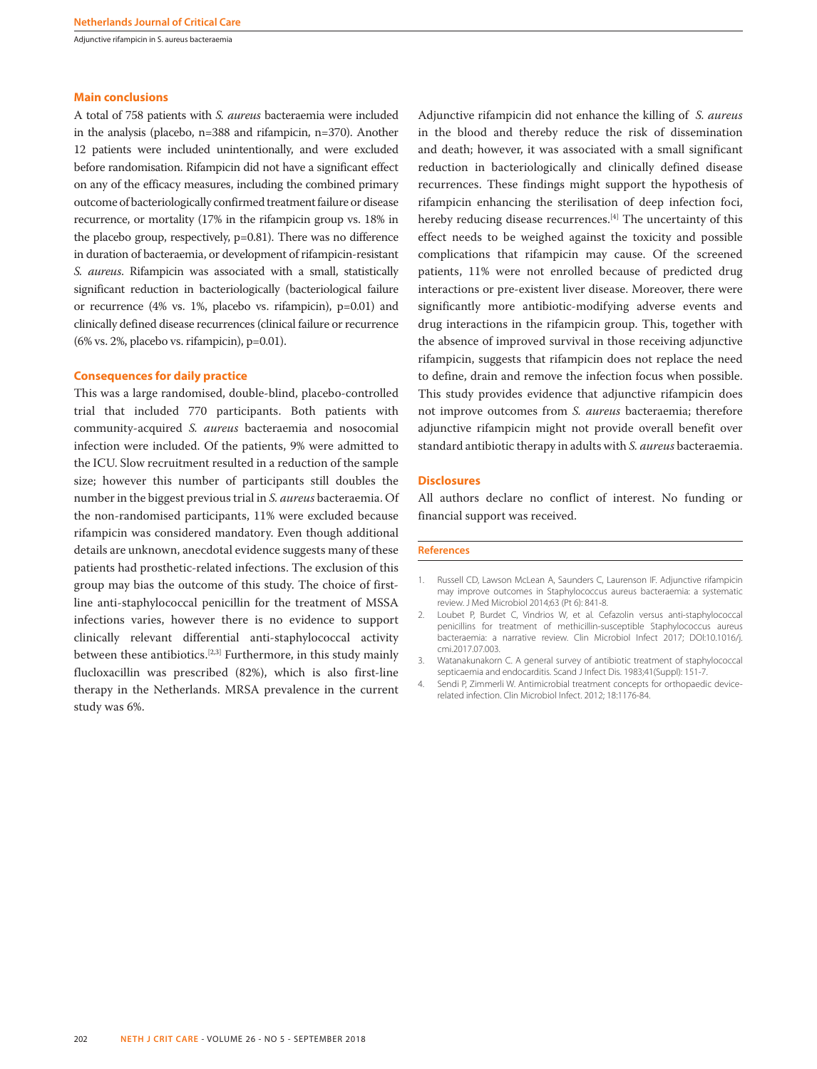## Main conclusions

A total of 758 patients with *S. aureus* bacteraemia were included in the analysis (placebo, n=388 and rifampicin, n=370). Another 12 patients were included unintentionally, and were excluded before randomisation. Rifampicin did not have a significant effect on any of the efficacy measures, including the combined primary outcome of bacteriologically confirmed treatment failure or disease recurrence, or mortality (17% in the rifampicin group vs. 18% in the placebo group, respectively, p=0.81). There was no difference in duration of bacteraemia, or development of rifampicin-resistant *S. aureus*. Rifampicin was associated with a small, statistically significant reduction in bacteriologically (bacteriological failure or recurrence (4% vs. 1%, placebo vs. rifampicin), p=0.01) and clinically defined disease recurrences (clinical failure or recurrence (6% vs. 2%, placebo vs. rifampicin), p=0.01).

## Consequences for daily practice

This was a large randomised, double-blind, placebo-controlled trial that included 770 participants. Both patients with community-acquired *S. aureus* bacteraemia and nosocomial infection were included. Of the patients, 9% were admitted to the ICU. Slow recruitment resulted in a reduction of the sample size; however this number of participants still doubles the number in the biggest previous trial in *S. aureus* bacteraemia. Of the non-randomised participants, 11% were excluded because rifampicin was considered mandatory. Even though additional details are unknown, anecdotal evidence suggests many of these patients had prosthetic-related infections. The exclusion of this group may bias the outcome of this study. The choice of first-line anti-staphylococcal penicillin for the treatment of MSSA infections varies, however there is no evidence to support clinically relevant differential anti-staphylococcal activity between these antibiotics.[2,3] Furthermore, in this study mainly flucloxacillin was prescribed (82%), which is also first-line therapy in the Netherlands. MRSA prevalence in the current study was 6%.

Adjunctive rifampicin did not enhance the killing of *S. aureus* in the blood and thereby reduce the risk of dissemination and death; however, it was associated with a small significant reduction in bacteriologically and clinically defined disease recurrences. These findings might support the hypothesis of rifampicin enhancing the sterilisation of deep infection foci, hereby reducing disease recurrences.[4] The uncertainty of this effect needs to be weighed against the toxicity and possible complications that rifampicin may cause. Of the screened patients, 11% were not enrolled because of predicted drug interactions or pre-existent liver disease. Moreover, there were significantly more antibiotic-modifying adverse events and drug interactions in the rifampicin group. This, together with the absence of improved survival in those receiving adjunctive rifampicin, suggests that rifampicin does not replace the need to define, drain and remove the infection focus when possible. This study provides evidence that adjunctive rifampicin does not improve outcomes from *S. aureus* bacteraemia; therefore adjunctive rifampicin might not provide overall benefit over standard antibiotic therapy in adults with *S. aureus* bacteraemia.

## Disclosures

All authors declare no conflict of interest. No funding or financial support was received.

## References

1. Russell CD, Lawson McLean A, Saunders C, Laurenson IF. Adjunctive rifampicin may improve outcomes in Staphylococcus aureus bacteraemia: a systematic review. J Med Microbiol 2014;63 (Pt 6): 841-8.
2. Loubet P, Burdet C, Vindrios W, et al. Cefazolin versus anti-staphylococcal penicillins for treatment of methicillin-susceptible Staphylococcus aureus bacteraemia: a narrative review. Clin Microbiol Infect 2017; DOI:10.1016/j.cmi.2017.07.003.
3. Watanakunakorn C. A general survey of antibiotic treatment of staphylococcal septicaemia and endocarditis. Scand J Infect Dis. 1983;41(Suppl): 151-7.
4. Sendi P, Zimmerli W. Antimicrobial treatment concepts for orthopaedic device-related infection. Clin Microbiol Infect. 2012; 18:1176-84.